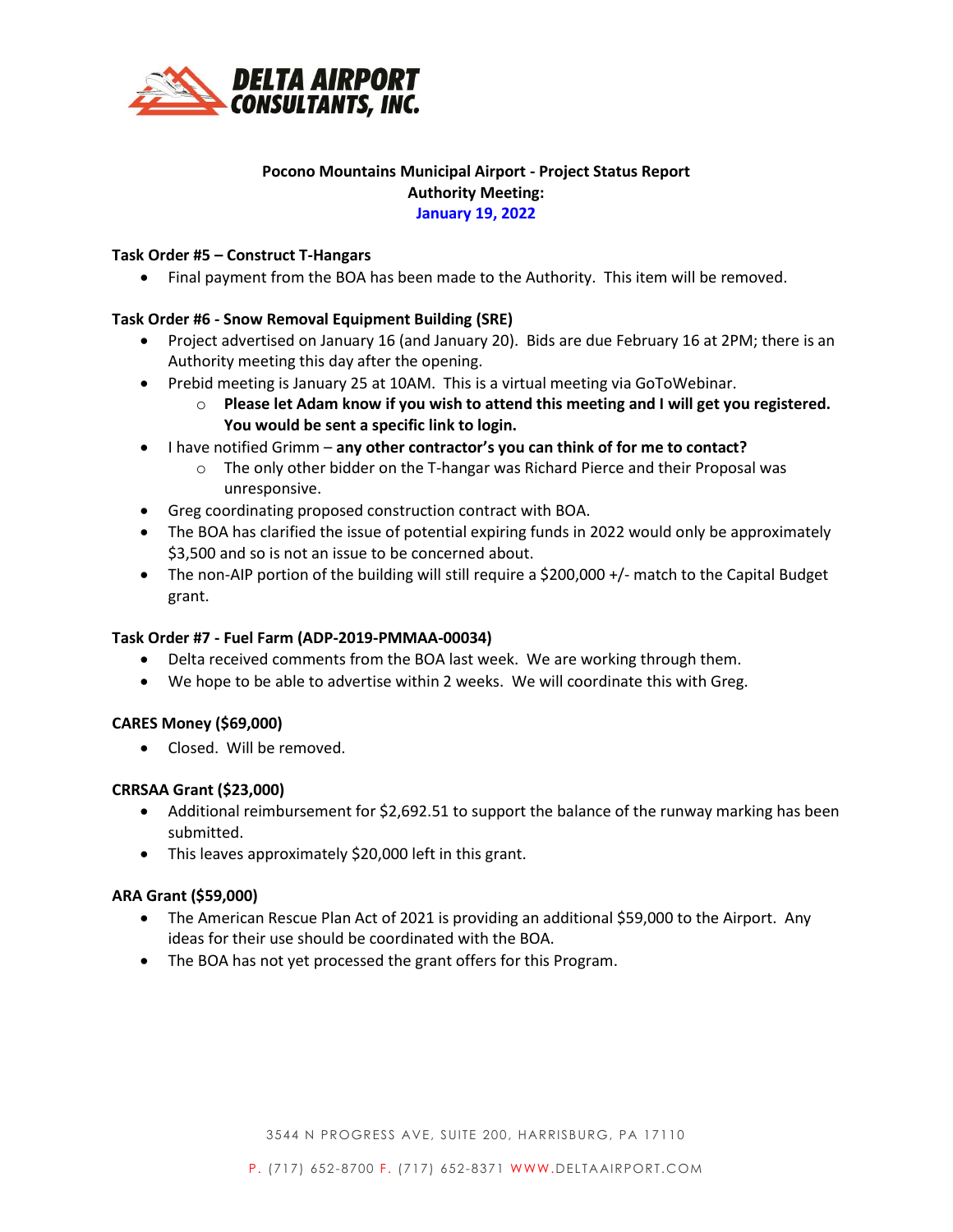**DELTA AIRPORT CONSULTANTS, INC.**

**Pocono Mountains Municipal Airport - Project Status Report**
**Authority Meeting:**
**January 19, 2022**

### Task Order #5 – Construct T-Hangars

- Final payment from the BOA has been made to the Authority. This item will be removed.

### Task Order #6 - Snow Removal Equipment Building (SRE)

- Project advertised on January 16 (and January 20). Bids are due February 16 at 2PM; there is an Authority meeting this day after the opening.
- Prebid meeting is January 25 at 10AM. This is a virtual meeting via GoToWebinar.
  - **Please let Adam know if you wish to attend this meeting and I will get you registered. You would be sent a specific link to login.**
- I have notified Grimm – **any other contractor's you can think of for me to contact?**
  - The only other bidder on the T-hangar was Richard Pierce and their Proposal was unresponsive.
- Greg coordinating proposed construction contract with BOA.
- The BOA has clarified the issue of potential expiring funds in 2022 would only be approximately $3,500 and so is not an issue to be concerned about.
- The non-AIP portion of the building will still require a $200,000 +/- match to the Capital Budget grant.

### Task Order #7 - Fuel Farm (ADP-2019-PMMAA-00034)

- Delta received comments from the BOA last week. We are working through them.
- We hope to be able to advertise within 2 weeks. We will coordinate this with Greg.

### CARES Money ($69,000)

- Closed. Will be removed.

### CRRSAA Grant ($23,000)

- Additional reimbursement for $2,692.51 to support the balance of the runway marking has been submitted.
- This leaves approximately $20,000 left in this grant.

### ARA Grant ($59,000)

- The American Rescue Plan Act of 2021 is providing an additional $59,000 to the Airport. Any ideas for their use should be coordinated with the BOA.
- The BOA has not yet processed the grant offers for this Program.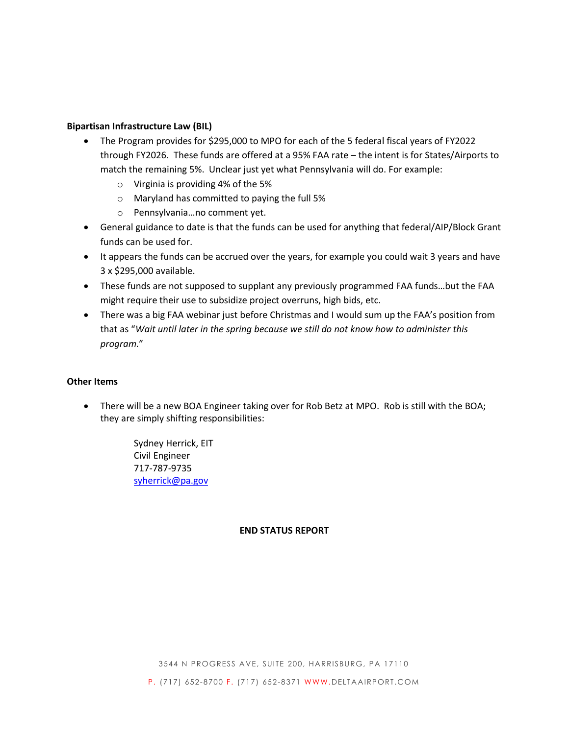**Bipartisan Infrastructure Law (BIL)**

- The Program provides for $295,000 to MPO for each of the 5 federal fiscal years of FY2022 through FY2026. These funds are offered at a 95% FAA rate – the intent is for States/Airports to match the remaining 5%. Unclear just yet what Pennsylvania will do. For example:
  - Virginia is providing 4% of the 5%
  - Maryland has committed to paying the full 5%
  - Pennsylvania…no comment yet.
- General guidance to date is that the funds can be used for anything that federal/AIP/Block Grant funds can be used for.
- It appears the funds can be accrued over the years, for example you could wait 3 years and have 3 x $295,000 available.
- These funds are not supposed to supplant any previously programmed FAA funds…but the FAA might require their use to subsidize project overruns, high bids, etc.
- There was a big FAA webinar just before Christmas and I would sum up the FAA's position from that as "*Wait until later in the spring because we still do not know how to administer this program.*"

**Other Items**

- There will be a new BOA Engineer taking over for Rob Betz at MPO. Rob is still with the BOA; they are simply shifting responsibilities:

  Sydney Herrick, EIT
  Civil Engineer
  717-787-9735
  syherrick@pa.gov

**END STATUS REPORT**

3544 N PROGRESS AVE, SUITE 200, HARRISBURG, PA 17110

P. (717) 652-8700 F. (717) 652-8371 WWW.DELTAAIRPORT.COM